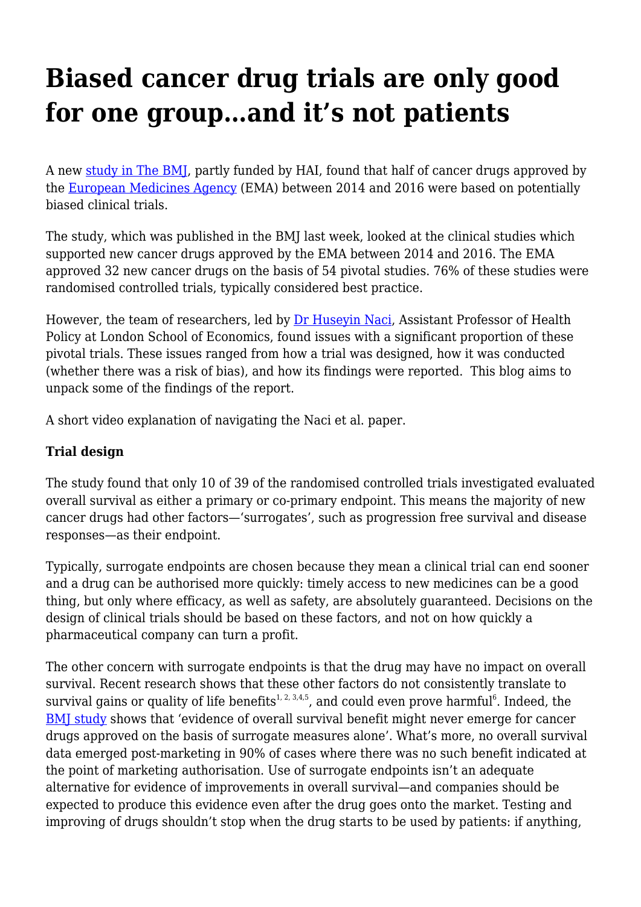# Biased cancer drug trials are only good for one group…and it's not patients

A new study in The BMJ, partly funded by HAI, found that half of cancer drugs approved by the European Medicines Agency (EMA) between 2014 and 2016 were based on potentially biased clinical trials.

The study, which was published in the BMJ last week, looked at the clinical studies which supported new cancer drugs approved by the EMA between 2014 and 2016. The EMA approved 32 new cancer drugs on the basis of 54 pivotal studies. 76% of these studies were randomised controlled trials, typically considered best practice.

However, the team of researchers, led by Dr Huseyin Naci, Assistant Professor of Health Policy at London School of Economics, found issues with a significant proportion of these pivotal trials. These issues ranged from how a trial was designed, how it was conducted (whether there was a risk of bias), and how its findings were reported. This blog aims to unpack some of the findings of the report.

A short video explanation of navigating the Naci et al. paper.

**Trial design**

The study found that only 10 of 39 of the randomised controlled trials investigated evaluated overall survival as either a primary or co-primary endpoint. This means the majority of new cancer drugs had other factors—'surrogates', such as progression free survival and disease responses—as their endpoint.

Typically, surrogate endpoints are chosen because they mean a clinical trial can end sooner and a drug can be authorised more quickly: timely access to new medicines can be a good thing, but only where efficacy, as well as safety, are absolutely guaranteed. Decisions on the design of clinical trials should be based on these factors, and not on how quickly a pharmaceutical company can turn a profit.

The other concern with surrogate endpoints is that the drug may have no impact on overall survival. Recent research shows that these other factors do not consistently translate to survival gains or quality of life benefits[1, 2, 3,4,5], and could even prove harmful[6]. Indeed, the BMJ study shows that 'evidence of overall survival benefit might never emerge for cancer drugs approved on the basis of surrogate measures alone'. What's more, no overall survival data emerged post-marketing in 90% of cases where there was no such benefit indicated at the point of marketing authorisation. Use of surrogate endpoints isn't an adequate alternative for evidence of improvements in overall survival—and companies should be expected to produce this evidence even after the drug goes onto the market. Testing and improving of drugs shouldn't stop when the drug starts to be used by patients: if anything,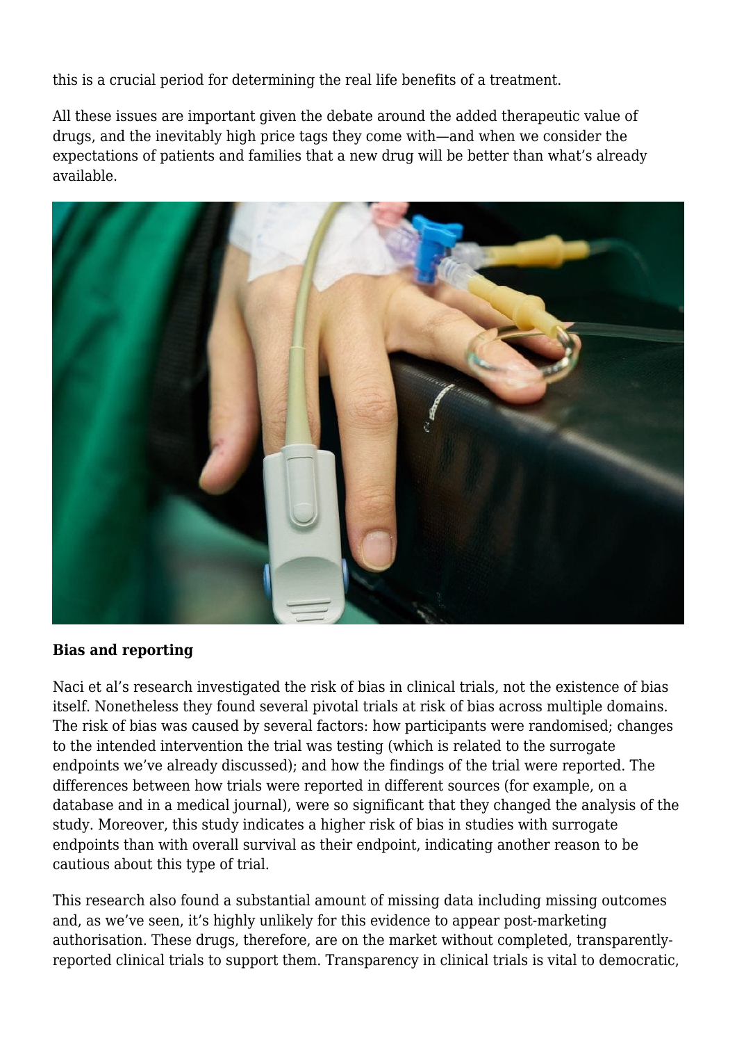this is a crucial period for determining the real life benefits of a treatment.

All these issues are important given the debate around the added therapeutic value of drugs, and the inevitably high price tags they come with—and when we consider the expectations of patients and families that a new drug will be better than what's already available.

**Bias and reporting**

Naci et al's research investigated the risk of bias in clinical trials, not the existence of bias itself. Nonetheless they found several pivotal trials at risk of bias across multiple domains. The risk of bias was caused by several factors: how participants were randomised; changes to the intended intervention the trial was testing (which is related to the surrogate endpoints we've already discussed); and how the findings of the trial were reported. The differences between how trials were reported in different sources (for example, on a database and in a medical journal), were so significant that they changed the analysis of the study. Moreover, this study indicates a higher risk of bias in studies with surrogate endpoints than with overall survival as their endpoint, indicating another reason to be cautious about this type of trial.

This research also found a substantial amount of missing data including missing outcomes and, as we've seen, it's highly unlikely for this evidence to appear post-marketing authorisation. These drugs, therefore, are on the market without completed, transparently-reported clinical trials to support them. Transparency in clinical trials is vital to democratic,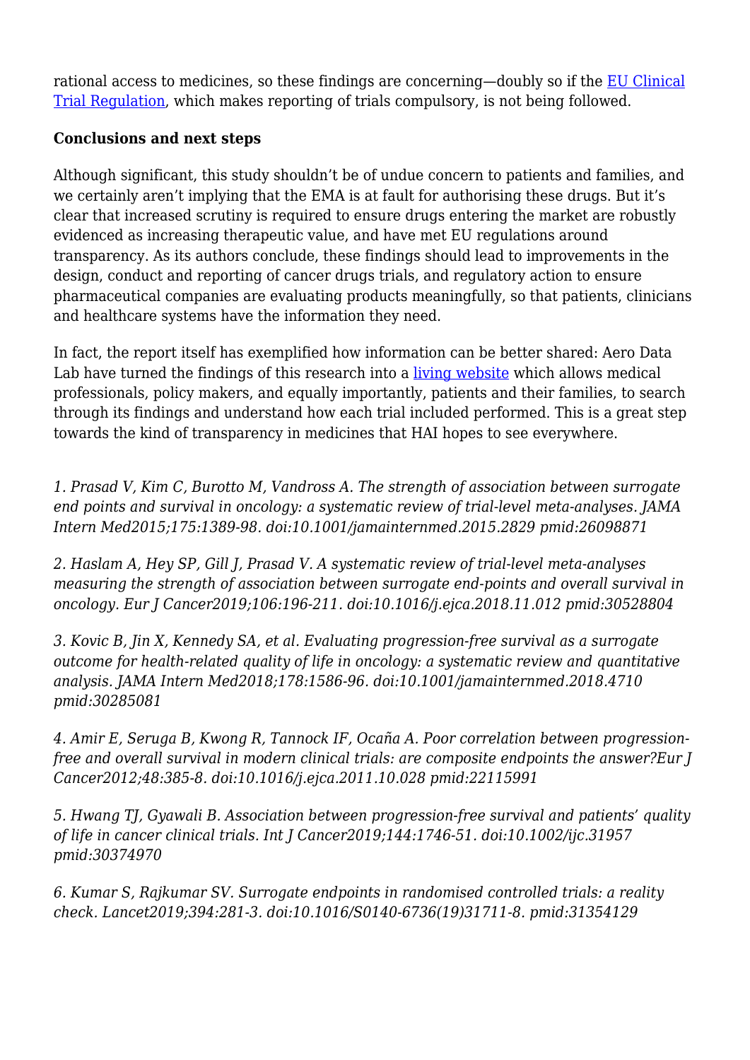rational access to medicines, so these findings are concerning—doubly so if the [EU Clinical Trial Regulation](), which makes reporting of trials compulsory, is not being followed.

**Conclusions and next steps**

Although significant, this study shouldn't be of undue concern to patients and families, and we certainly aren't implying that the EMA is at fault for authorising these drugs. But it's clear that increased scrutiny is required to ensure drugs entering the market are robustly evidenced as increasing therapeutic value, and have met EU regulations around transparency. As its authors conclude, these findings should lead to improvements in the design, conduct and reporting of cancer drugs trials, and regulatory action to ensure pharmaceutical companies are evaluating products meaningfully, so that patients, clinicians and healthcare systems have the information they need.

In fact, the report itself has exemplified how information can be better shared: Aero Data Lab have turned the findings of this research into a [living website]() which allows medical professionals, policy makers, and equally importantly, patients and their families, to search through its findings and understand how each trial included performed. This is a great step towards the kind of transparency in medicines that HAI hopes to see everywhere.

*1. Prasad V, Kim C, Burotto M, Vandross A. The strength of association between surrogate end points and survival in oncology: a systematic review of trial-level meta-analyses. JAMA Intern Med2015;175:1389-98. doi:10.1001/jamainternmed.2015.2829 pmid:26098871*

*2. Haslam A, Hey SP, Gill J, Prasad V. A systematic review of trial-level meta-analyses measuring the strength of association between surrogate end-points and overall survival in oncology. Eur J Cancer2019;106:196-211. doi:10.1016/j.ejca.2018.11.012 pmid:30528804*

*3. Kovic B, Jin X, Kennedy SA, et al. Evaluating progression-free survival as a surrogate outcome for health-related quality of life in oncology: a systematic review and quantitative analysis. JAMA Intern Med2018;178:1586-96. doi:10.1001/jamainternmed.2018.4710 pmid:30285081*

*4. Amir E, Seruga B, Kwong R, Tannock IF, Ocaña A. Poor correlation between progression-free and overall survival in modern clinical trials: are composite endpoints the answer?Eur J Cancer2012;48:385-8. doi:10.1016/j.ejca.2011.10.028 pmid:22115991*

*5. Hwang TJ, Gyawali B. Association between progression-free survival and patients' quality of life in cancer clinical trials. Int J Cancer2019;144:1746-51. doi:10.1002/ijc.31957 pmid:30374970*

*6. Kumar S, Rajkumar SV. Surrogate endpoints in randomised controlled trials: a reality check. Lancet2019;394:281-3. doi:10.1016/S0140-6736(19)31711-8. pmid:31354129*